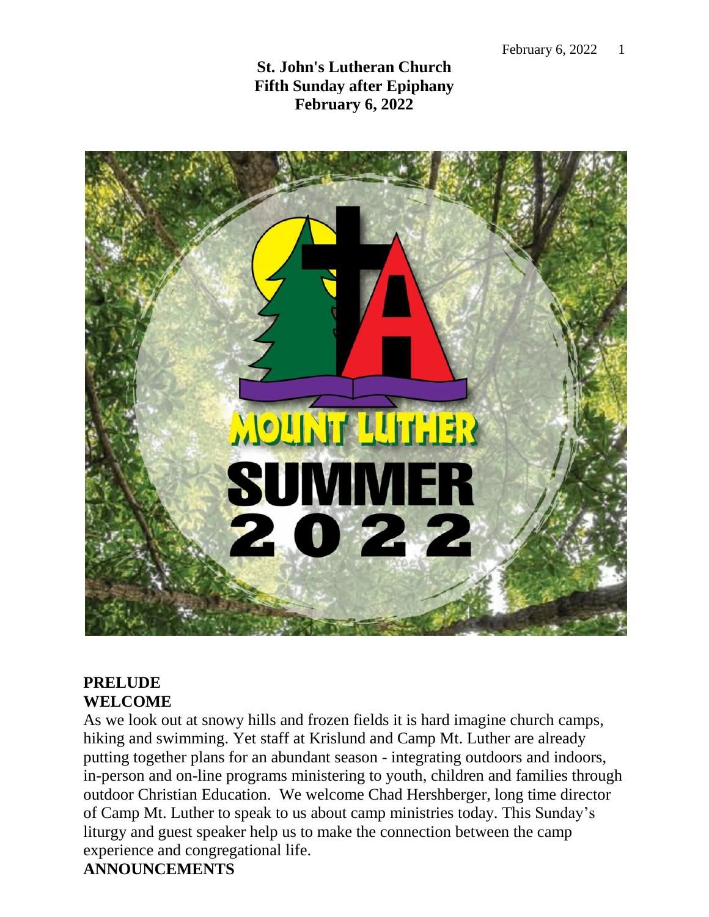**St. John's Lutheran Church**
**Fifth Sunday after Epiphany**
**February 6, 2022**

**PRELUDE**

**WELCOME**

As we look out at snowy hills and frozen fields it is hard imagine church camps, hiking and swimming. Yet staff at Krislund and Camp Mt. Luther are already putting together plans for an abundant season - integrating outdoors and indoors, in-person and on-line programs ministering to youth, children and families through outdoor Christian Education. We welcome Chad Hershberger, long time director of Camp Mt. Luther to speak to us about camp ministries today. This Sunday's liturgy and guest speaker help us to make the connection between the camp experience and congregational life.

**ANNOUNCEMENTS**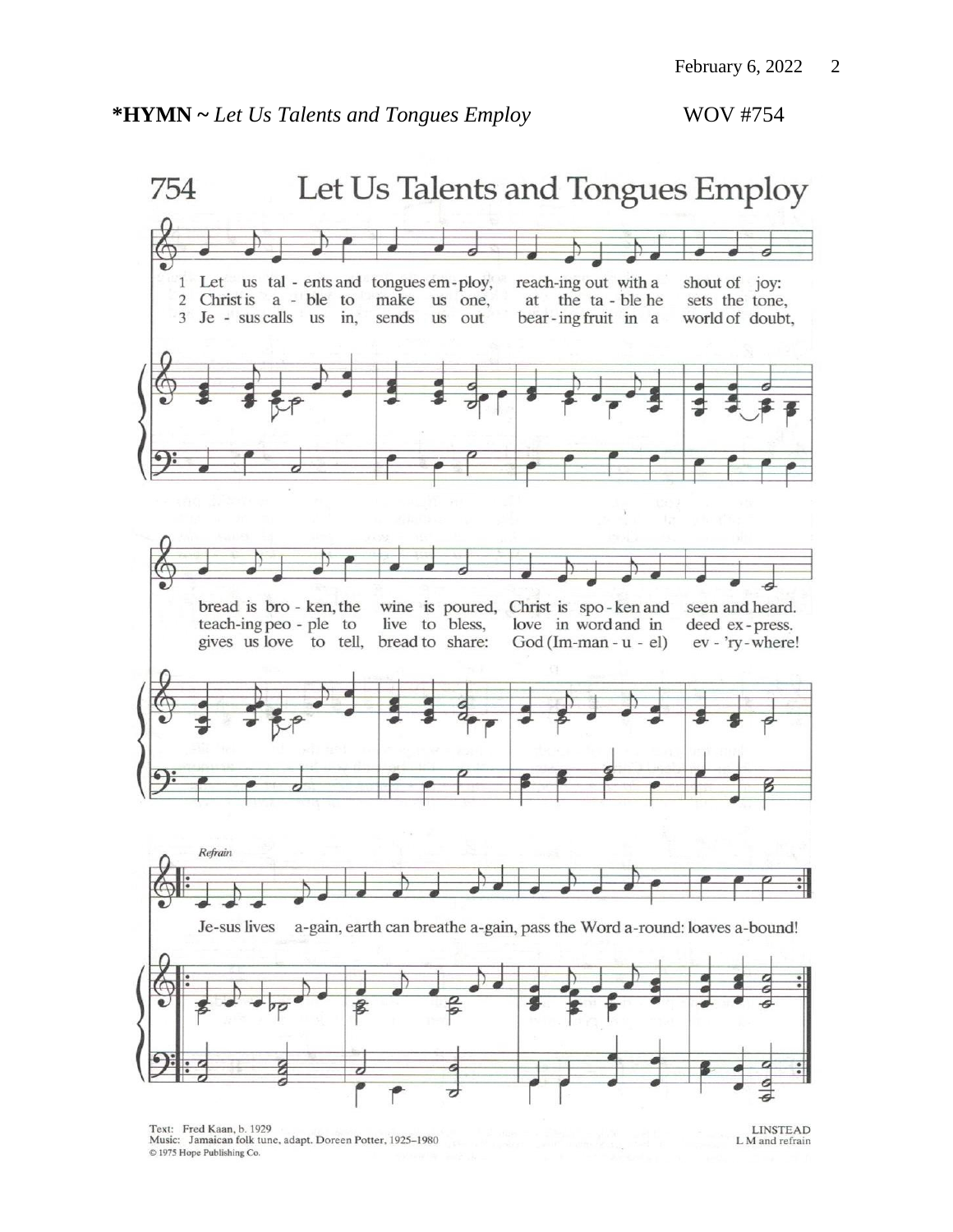**\*HYMN ~** ***Let Us Talents and Tongues Employ*** WOV #754

# 754 Let Us Talents and Tongues Employ

1 Let us tal - ents and tongues em - ploy, reach-ing out with a shout of joy: bread is bro - ken, the wine is poured, Christ is spo - ken and seen and heard.

2 Christ is a - ble to make us one, at the ta - ble he sets the tone, teach-ing peo - ple to live to bless, love in word and in deed ex - press.

3 Je - sus calls us in, sends us out bear - ing fruit in a world of doubt, gives us love to tell, bread to share: God (Im-man - u - el) ev - 'ry - where!

*Refrain*

Je-sus lives a-gain, earth can breathe a-gain, pass the Word a-round: loaves a-bound!

Text: Fred Kaan, b. 1929
Music: Jamaican folk tune, adapt. Doreen Potter, 1925–1980
© 1975 Hope Publishing Co.

LINSTEAD
L M and refrain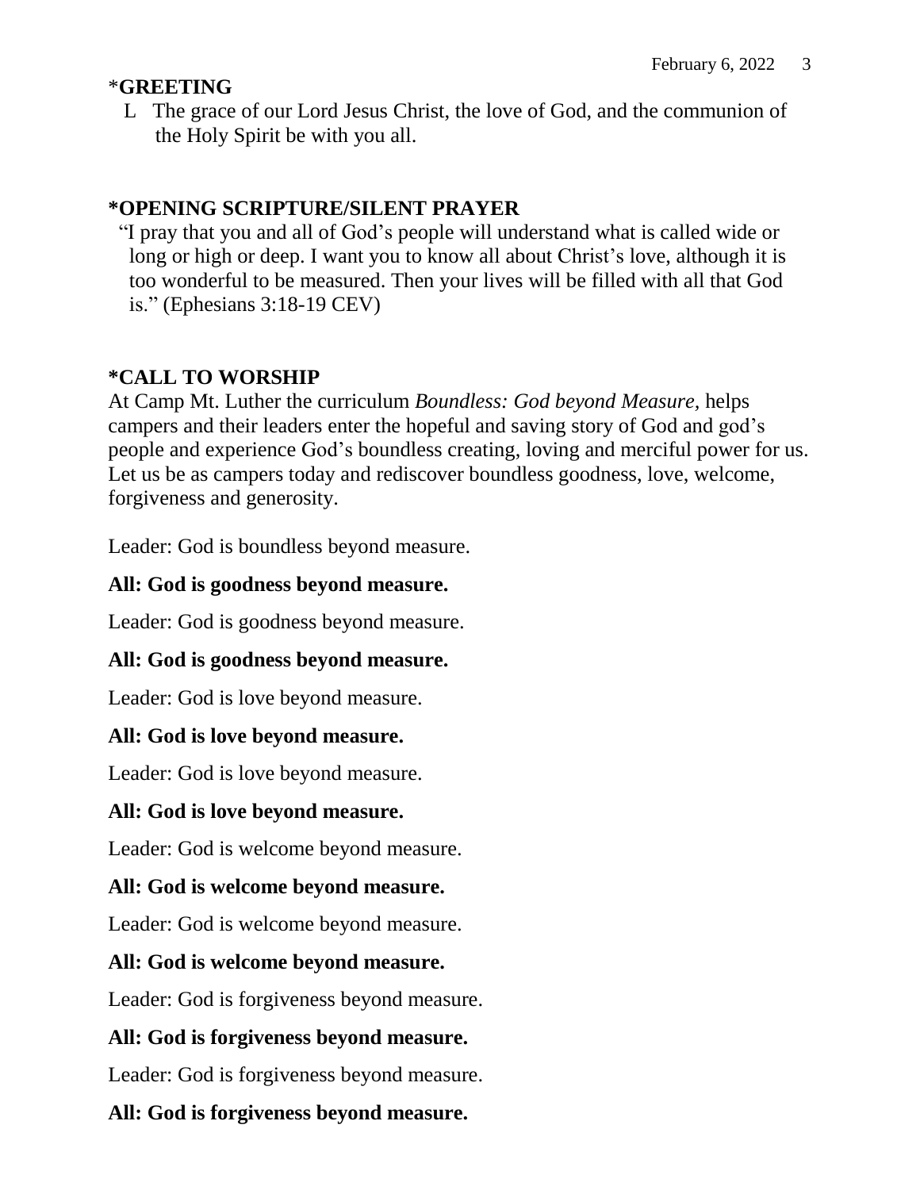## *GREETING

L The grace of our Lord Jesus Christ, the love of God, and the communion of the Holy Spirit be with you all.

## *OPENING SCRIPTURE/SILENT PRAYER

"I pray that you and all of God's people will understand what is called wide or long or high or deep. I want you to know all about Christ's love, although it is too wonderful to be measured. Then your lives will be filled with all that God is." (Ephesians 3:18-19 CEV)

## *CALL TO WORSHIP

At Camp Mt. Luther the curriculum *Boundless: God beyond Measure,* helps campers and their leaders enter the hopeful and saving story of God and god's people and experience God's boundless creating, loving and merciful power for us. Let us be as campers today and rediscover boundless goodness, love, welcome, forgiveness and generosity.

Leader: God is boundless beyond measure.

**All: God is goodness beyond measure.**

Leader: God is goodness beyond measure.

**All: God is goodness beyond measure.**

Leader: God is love beyond measure.

**All: God is love beyond measure.**

Leader: God is love beyond measure.

**All: God is love beyond measure.**

Leader: God is welcome beyond measure.

**All: God is welcome beyond measure.**

Leader: God is welcome beyond measure.

**All: God is welcome beyond measure.**

Leader: God is forgiveness beyond measure.

**All: God is forgiveness beyond measure.**

Leader: God is forgiveness beyond measure.

**All: God is forgiveness beyond measure.**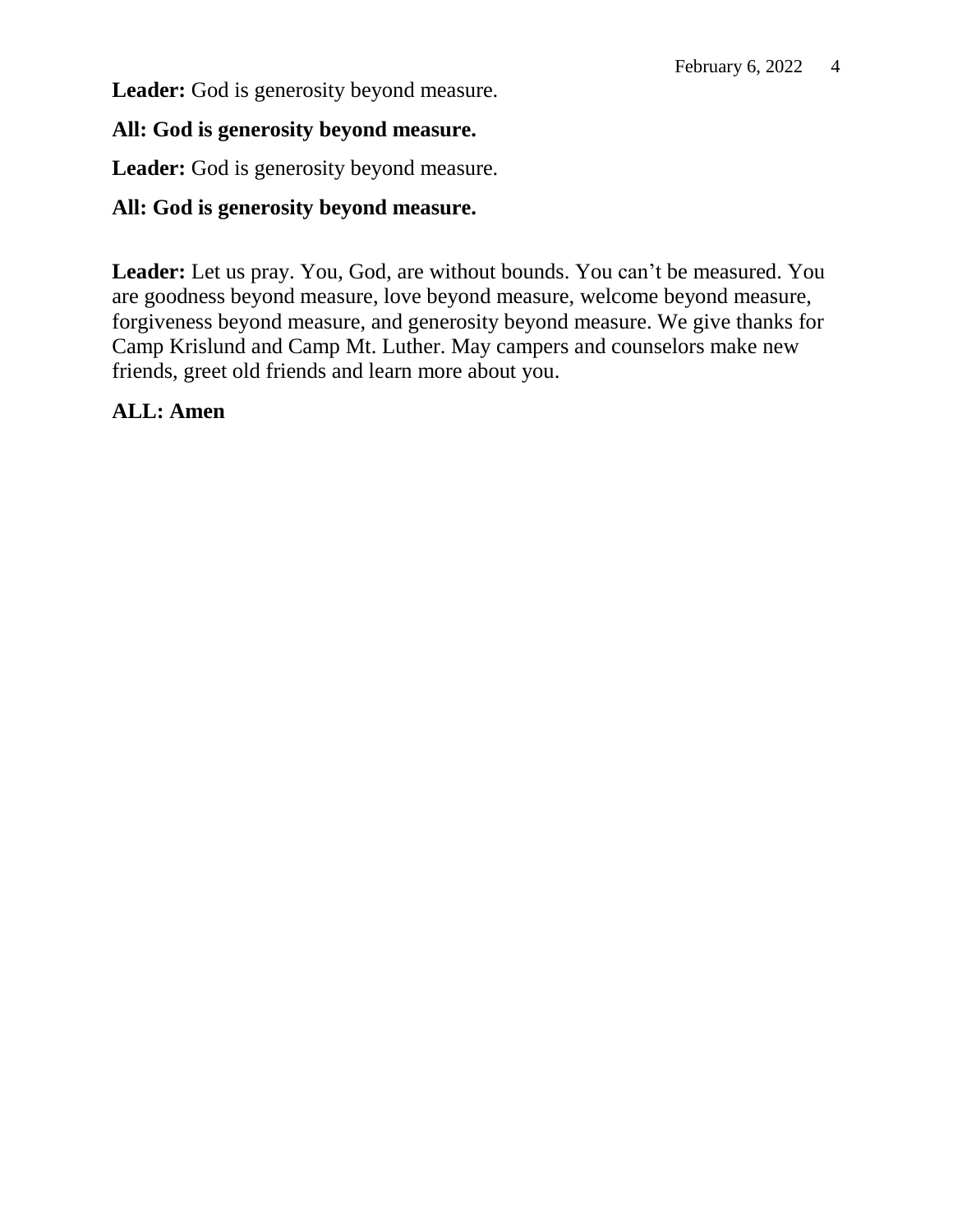**Leader:** God is generosity beyond measure.

**All: God is generosity beyond measure.**

**Leader:** God is generosity beyond measure.

**All: God is generosity beyond measure.**

**Leader:** Let us pray. You, God, are without bounds. You can't be measured. You are goodness beyond measure, love beyond measure, welcome beyond measure, forgiveness beyond measure, and generosity beyond measure. We give thanks for Camp Krislund and Camp Mt. Luther. May campers and counselors make new friends, greet old friends and learn more about you.

**ALL: Amen**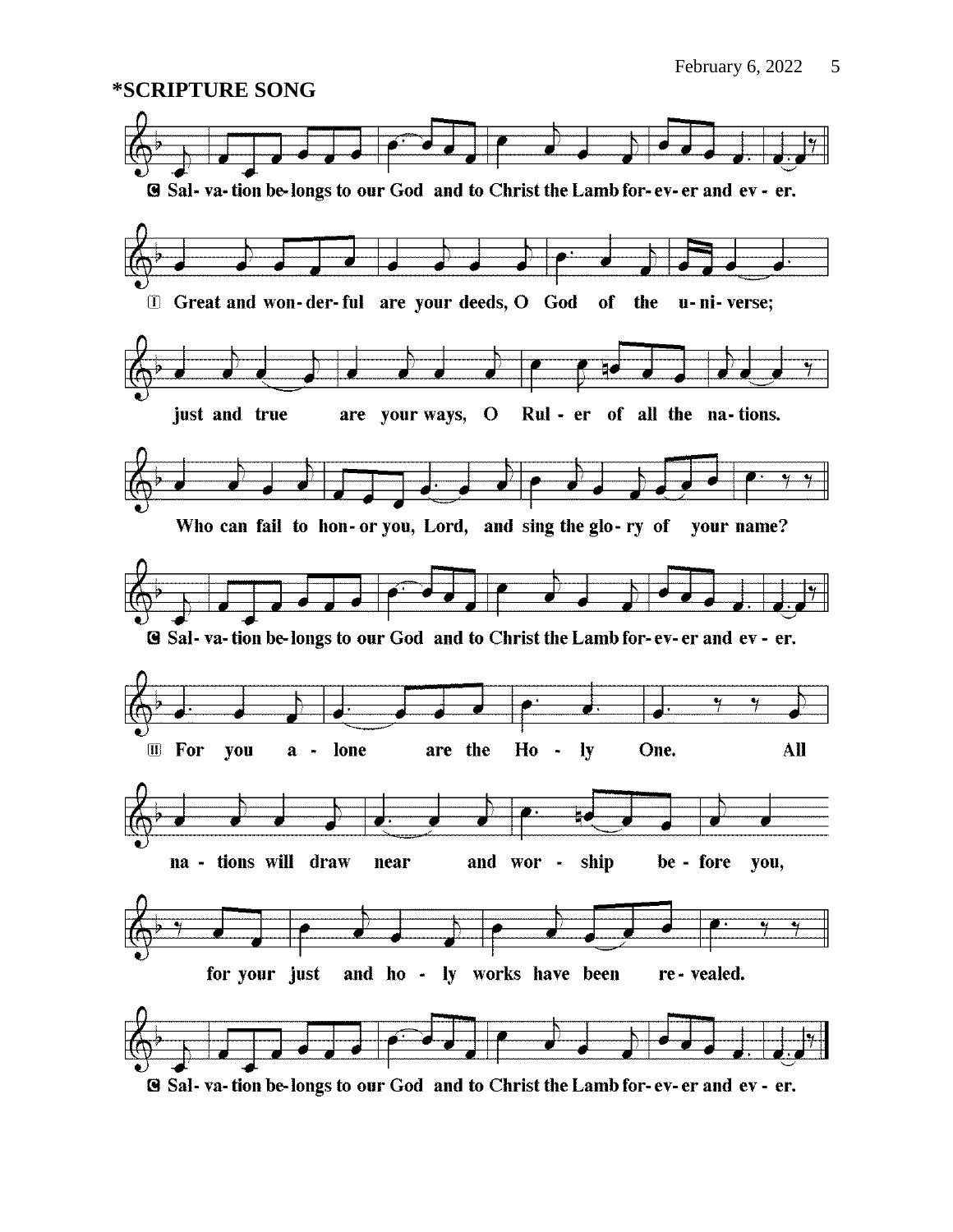## *SCRIPTURE SONG

C Sal- va- tion be- longs to our God and to Christ the Lamb for- ev- er and ev - er.

I Great and won- der- ful are your deeds, O God of the u- ni- verse;

just and true are your ways, O Rul - er of all the na- tions.

Who can fail to hon- or you, Lord, and sing the glo- ry of your name?

C Sal- va- tion be- longs to our God and to Christ the Lamb for- ev- er and ev - er.

II For you a - lone are the Ho - ly One. All

na - tions will draw near and wor - ship be - fore you,

for your just and ho - ly works have been re - vealed.

C Sal- va- tion be- longs to our God and to Christ the Lamb for- ev- er and ev - er.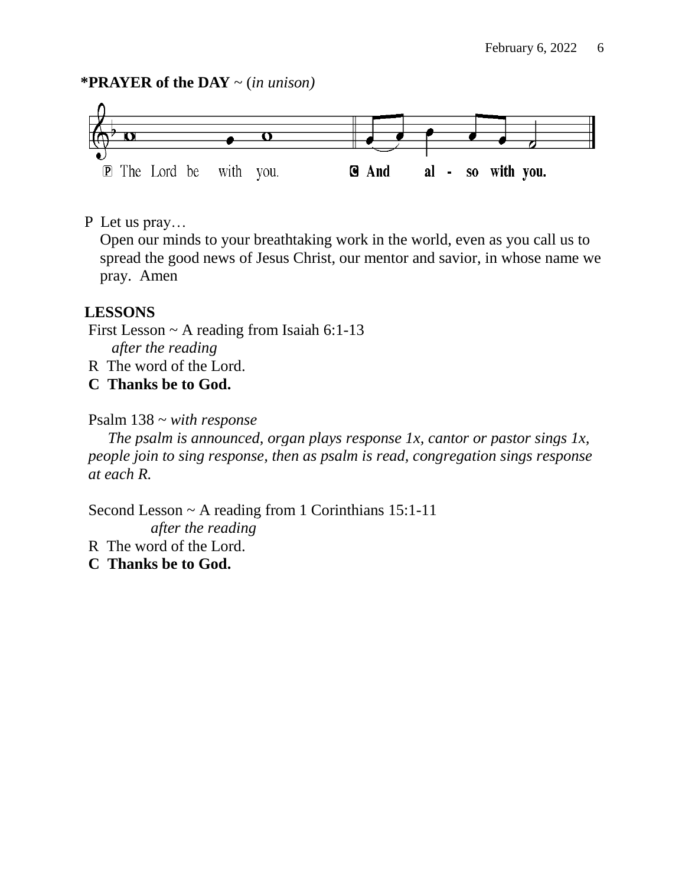**\*PRAYER of the DAY** ~ (*in unison*)

P The Lord be with you.
**C And also with you.**

P Let us pray…
Open our minds to your breathtaking work in the world, even as you call us to spread the good news of Jesus Christ, our mentor and savior, in whose name we pray. Amen

**LESSONS**

First Lesson ~ A reading from Isaiah 6:1-13
*after the reading*
R The word of the Lord.
**C Thanks be to God.**

Psalm 138 ~ *with response*
*The psalm is announced, organ plays response 1x, cantor or pastor sings 1x, people join to sing response, then as psalm is read, congregation sings response at each R.*

Second Lesson ~ A reading from 1 Corinthians 15:1-11
*after the reading*
R The word of the Lord.
**C Thanks be to God.**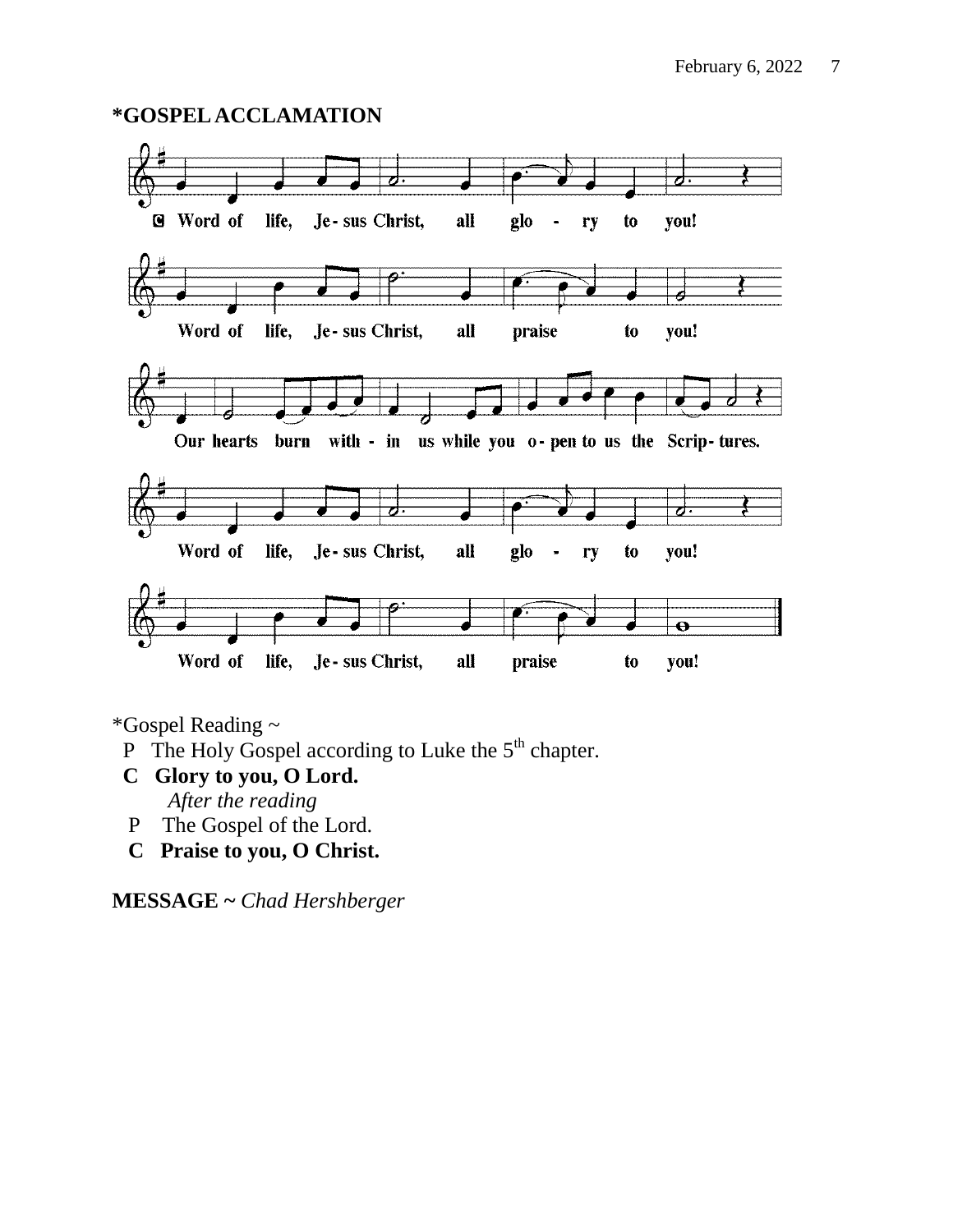**\*GOSPEL ACCLAMATION**

C Word of life, Je-sus Christ, all glo - ry to you!

Word of life, Je-sus Christ, all praise to you!

Our hearts burn with - in us while you o-pen to us the Scrip-tures.

Word of life, Je-sus Christ, all glo - ry to you!

Word of life, Je-sus Christ, all praise to you!

\*Gospel Reading ~

P The Holy Gospel according to Luke the 5th chapter.

**C Glory to you, O Lord.**

*After the reading*

P The Gospel of the Lord.

**C Praise to you, O Christ.**

**MESSAGE ~** *Chad Hershberger*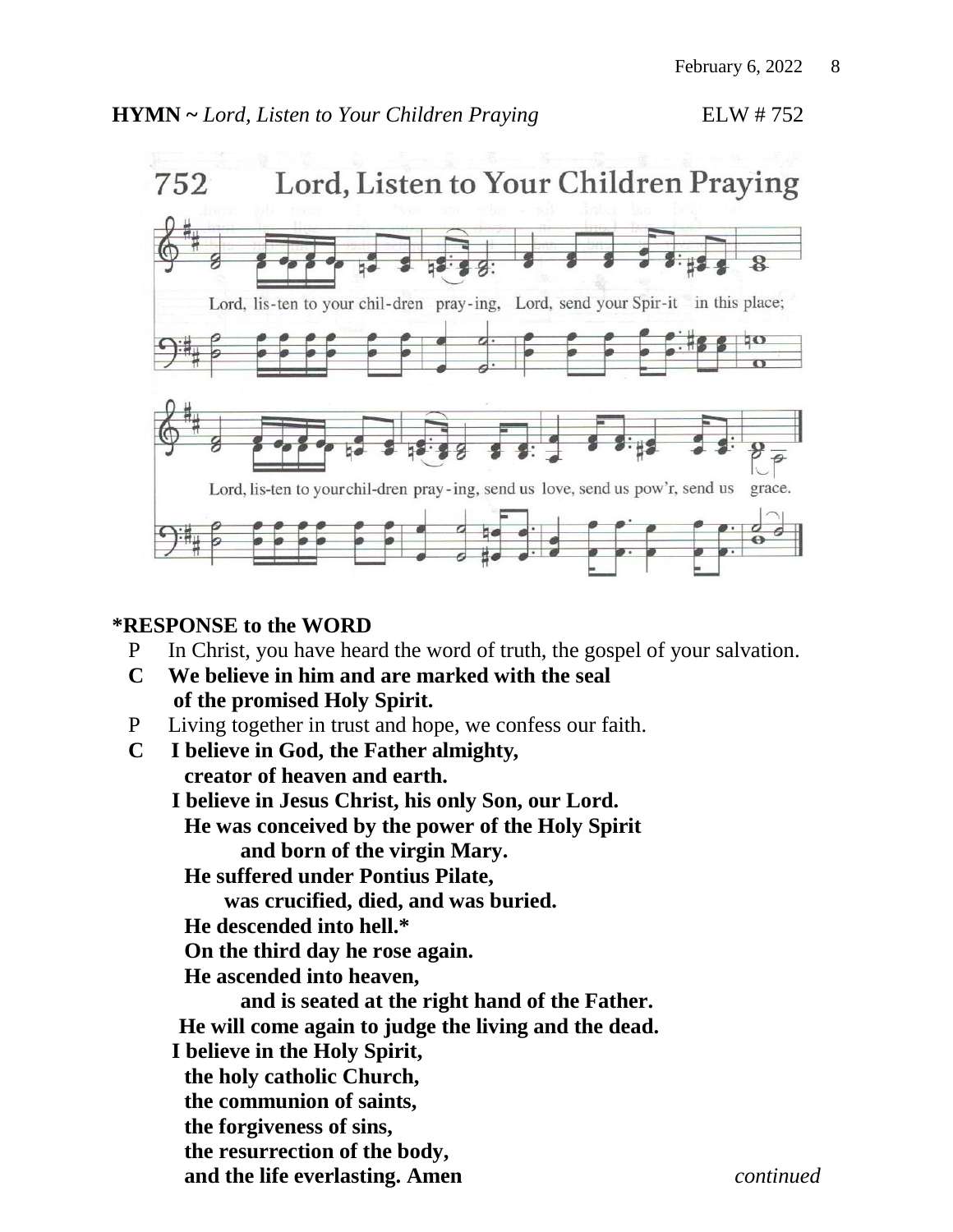**HYMN ~** *Lord, Listen to Your Children Praying* ELW # 752

752 Lord, Listen to Your Children Praying

Lord, lis-ten to your chil-dren pray-ing, Lord, send your Spir-it in this place;

Lord, lis-ten to your chil-dren pray-ing, send us love, send us pow'r, send us grace.

**\*RESPONSE to the WORD**

P In Christ, you have heard the word of truth, the gospel of your salvation.

**C We believe in him and are marked with the seal of the promised Holy Spirit.**

P Living together in trust and hope, we confess our faith.

**C I believe in God, the Father almighty,**
**creator of heaven and earth.**
**I believe in Jesus Christ, his only Son, our Lord.**
**He was conceived by the power of the Holy Spirit**
**and born of the virgin Mary.**
**He suffered under Pontius Pilate,**
**was crucified, died, and was buried.**
**He descended into hell.\***
**On the third day he rose again.**
**He ascended into heaven,**
**and is seated at the right hand of the Father.**
**He will come again to judge the living and the dead.**
**I believe in the Holy Spirit,**
**the holy catholic Church,**
**the communion of saints,**
**the forgiveness of sins,**
**the resurrection of the body,**
**and the life everlasting. Amen**

*continued*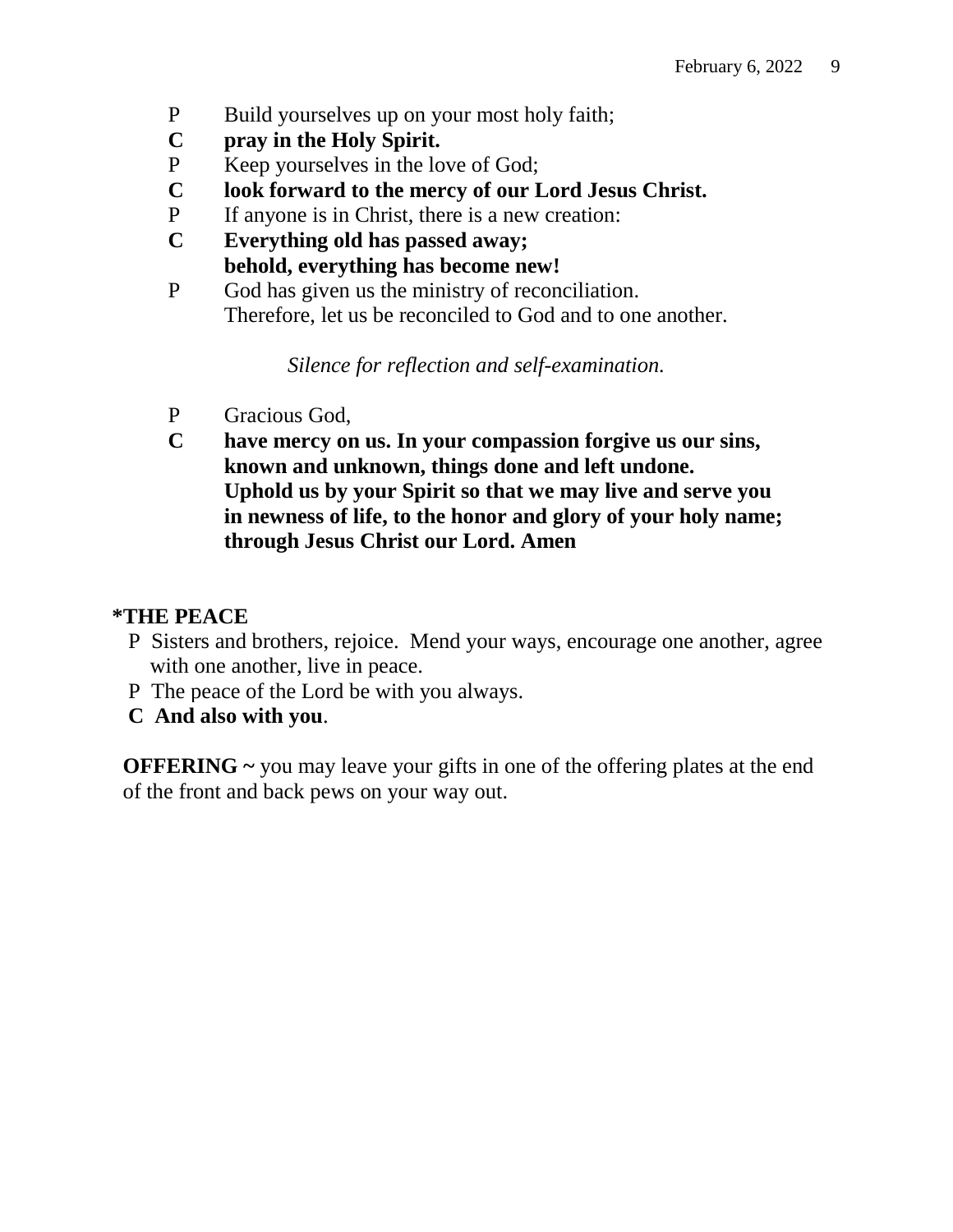P Build yourselves up on your most holy faith;

**C pray in the Holy Spirit.**

P Keep yourselves in the love of God;

**C look forward to the mercy of our Lord Jesus Christ.**

P If anyone is in Christ, there is a new creation:

**C Everything old has passed away;**
**behold, everything has become new!**

P God has given us the ministry of reconciliation.
Therefore, let us be reconciled to God and to one another.

*Silence for reflection and self-examination.*

P Gracious God,

**C have mercy on us. In your compassion forgive us our sins,**
**known and unknown, things done and left undone.**
**Uphold us by your Spirit so that we may live and serve you**
**in newness of life, to the honor and glory of your holy name;**
**through Jesus Christ our Lord. Amen**

**\*THE PEACE**

P Sisters and brothers, rejoice. Mend your ways, encourage one another, agree with one another, live in peace.

P The peace of the Lord be with you always.

**C And also with you**.

**OFFERING ~** you may leave your gifts in one of the offering plates at the end of the front and back pews on your way out.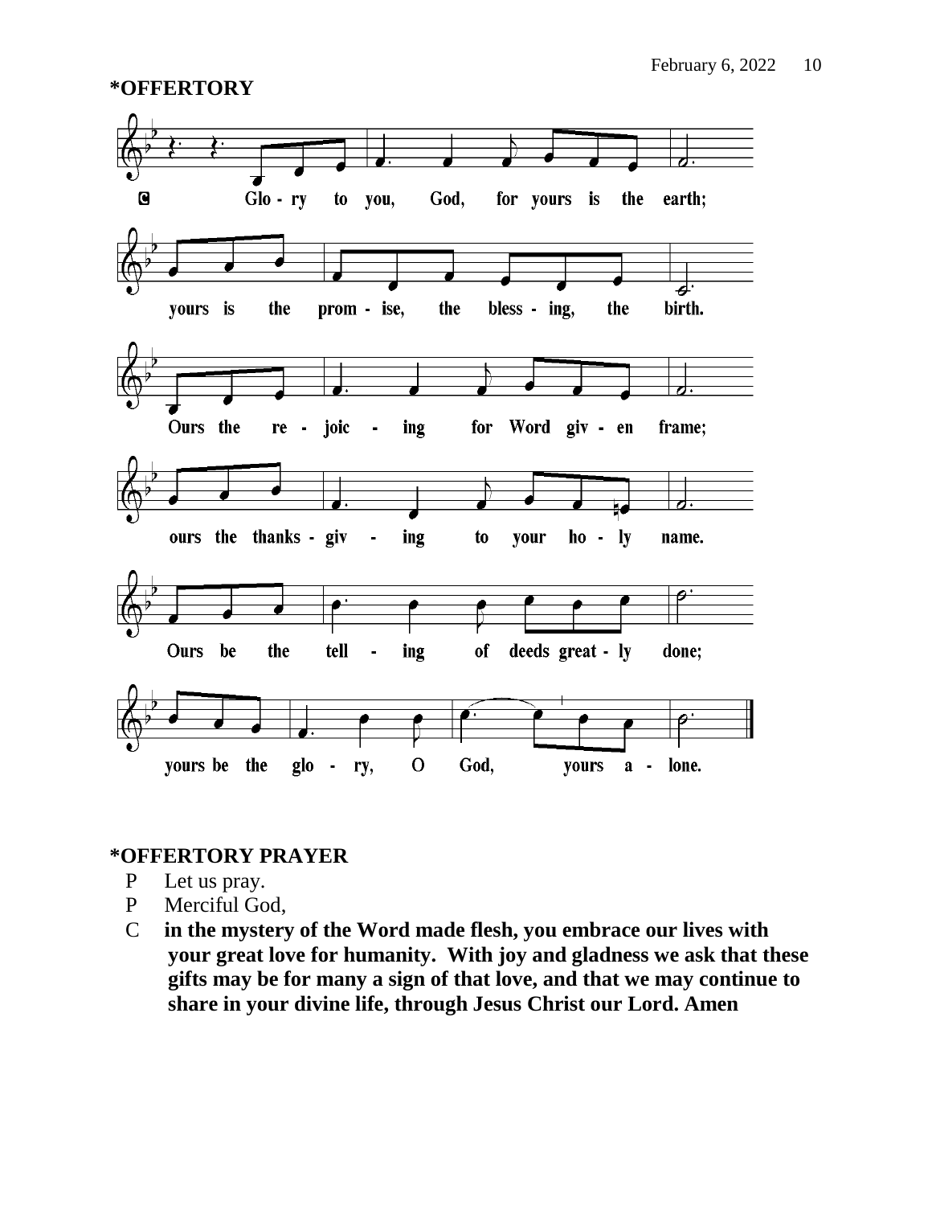**\*OFFERTORY**

C Glo - ry to you, God, for yours is the earth;
yours is the prom - ise, the bless - ing, the birth.
Ours the re - joic - ing for Word giv - en frame;
ours the thanks - giv - ing to your ho - ly name.
Ours be the tell - ing of deeds great - ly done;
yours be the glo - ry, O God, yours a - lone.

**\*OFFERTORY PRAYER**

P Let us pray.

P Merciful God,

C **in the mystery of the Word made flesh, you embrace our lives with your great love for humanity. With joy and gladness we ask that these gifts may be for many a sign of that love, and that we may continue to share in your divine life, through Jesus Christ our Lord. Amen**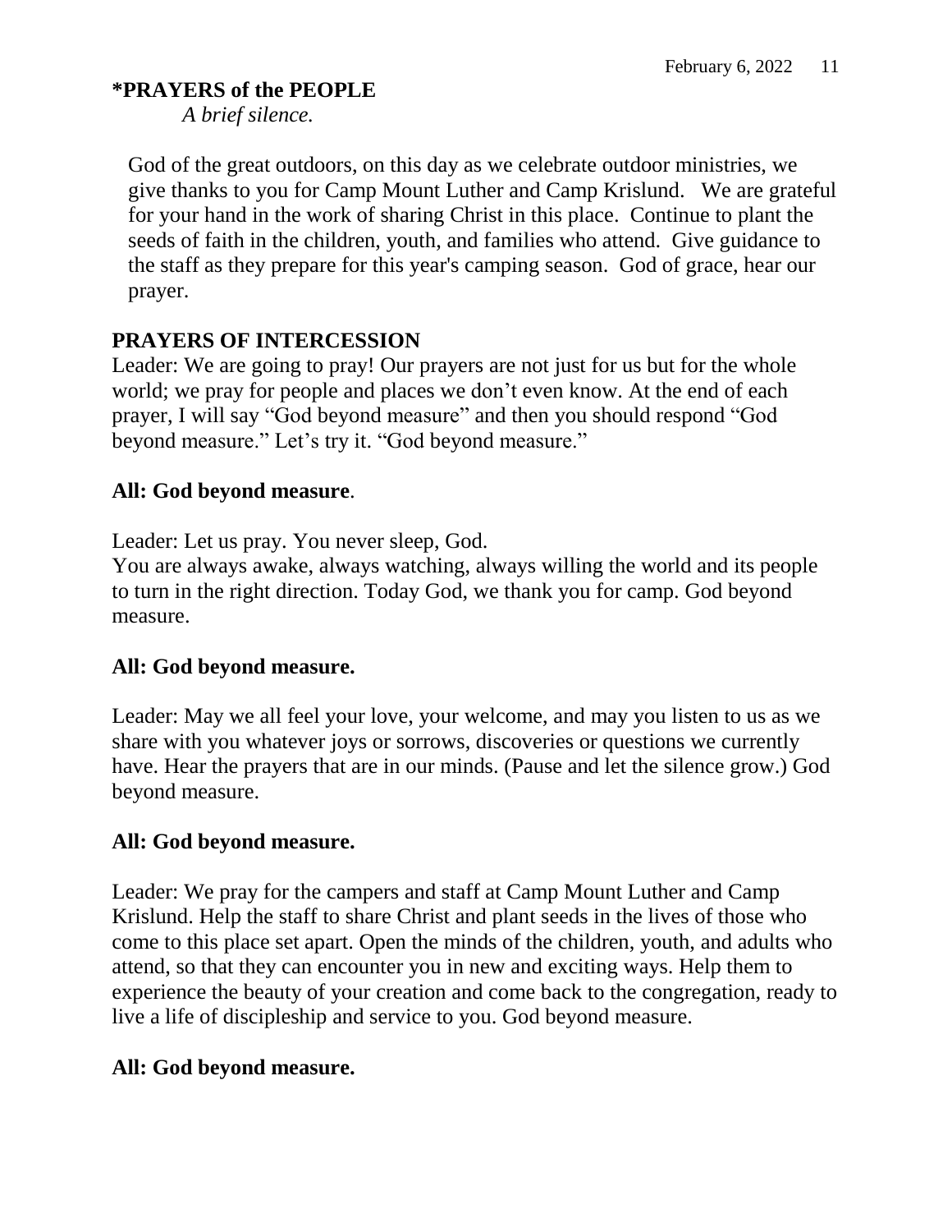## *PRAYERS of the PEOPLE

*A brief silence.*

God of the great outdoors, on this day as we celebrate outdoor ministries, we give thanks to you for Camp Mount Luther and Camp Krislund. We are grateful for your hand in the work of sharing Christ in this place. Continue to plant the seeds of faith in the children, youth, and families who attend. Give guidance to the staff as they prepare for this year's camping season. God of grace, hear our prayer.

## PRAYERS OF INTERCESSION

Leader: We are going to pray! Our prayers are not just for us but for the whole world; we pray for people and places we don't even know. At the end of each prayer, I will say "God beyond measure" and then you should respond "God beyond measure." Let's try it. "God beyond measure."

**All: God beyond measure**.

Leader: Let us pray. You never sleep, God.
You are always awake, always watching, always willing the world and its people to turn in the right direction. Today God, we thank you for camp. God beyond measure.

**All: God beyond measure.**

Leader: May we all feel your love, your welcome, and may you listen to us as we share with you whatever joys or sorrows, discoveries or questions we currently have. Hear the prayers that are in our minds. (Pause and let the silence grow.) God beyond measure.

**All: God beyond measure.**

Leader: We pray for the campers and staff at Camp Mount Luther and Camp Krislund. Help the staff to share Christ and plant seeds in the lives of those who come to this place set apart. Open the minds of the children, youth, and adults who attend, so that they can encounter you in new and exciting ways. Help them to experience the beauty of your creation and come back to the congregation, ready to live a life of discipleship and service to you. God beyond measure.

**All: God beyond measure.**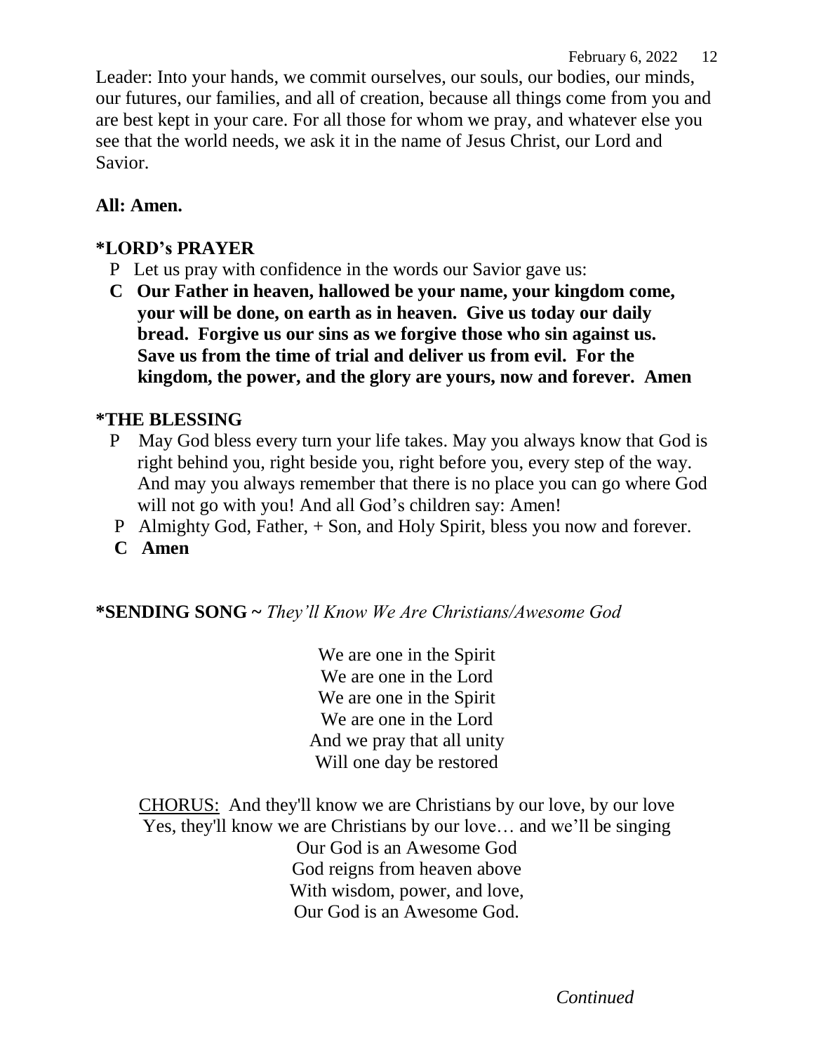Leader: Into your hands, we commit ourselves, our souls, our bodies, our minds, our futures, our families, and all of creation, because all things come from you and are best kept in your care. For all those for whom we pray, and whatever else you see that the world needs, we ask it in the name of Jesus Christ, our Lord and Savior.

**All: Amen.**

**\*LORD's PRAYER**

P Let us pray with confidence in the words our Savior gave us:

**C Our Father in heaven, hallowed be your name, your kingdom come, your will be done, on earth as in heaven. Give us today our daily bread. Forgive us our sins as we forgive those who sin against us. Save us from the time of trial and deliver us from evil. For the kingdom, the power, and the glory are yours, now and forever. Amen**

**\*THE BLESSING**

P May God bless every turn your life takes. May you always know that God is right behind you, right beside you, right before you, every step of the way. And may you always remember that there is no place you can go where God will not go with you! And all God's children say: Amen!

P Almighty God, Father, + Son, and Holy Spirit, bless you now and forever.

**C Amen**

**\*SENDING SONG ~** *They'll Know We Are Christians/Awesome God*

We are one in the Spirit
We are one in the Lord
We are one in the Spirit
We are one in the Lord
And we pray that all unity
Will one day be restored

<u>CHORUS:</u> And they'll know we are Christians by our love, by our love
Yes, they'll know we are Christians by our love… and we'll be singing
Our God is an Awesome God
God reigns from heaven above
With wisdom, power, and love,
Our God is an Awesome God.

*Continued*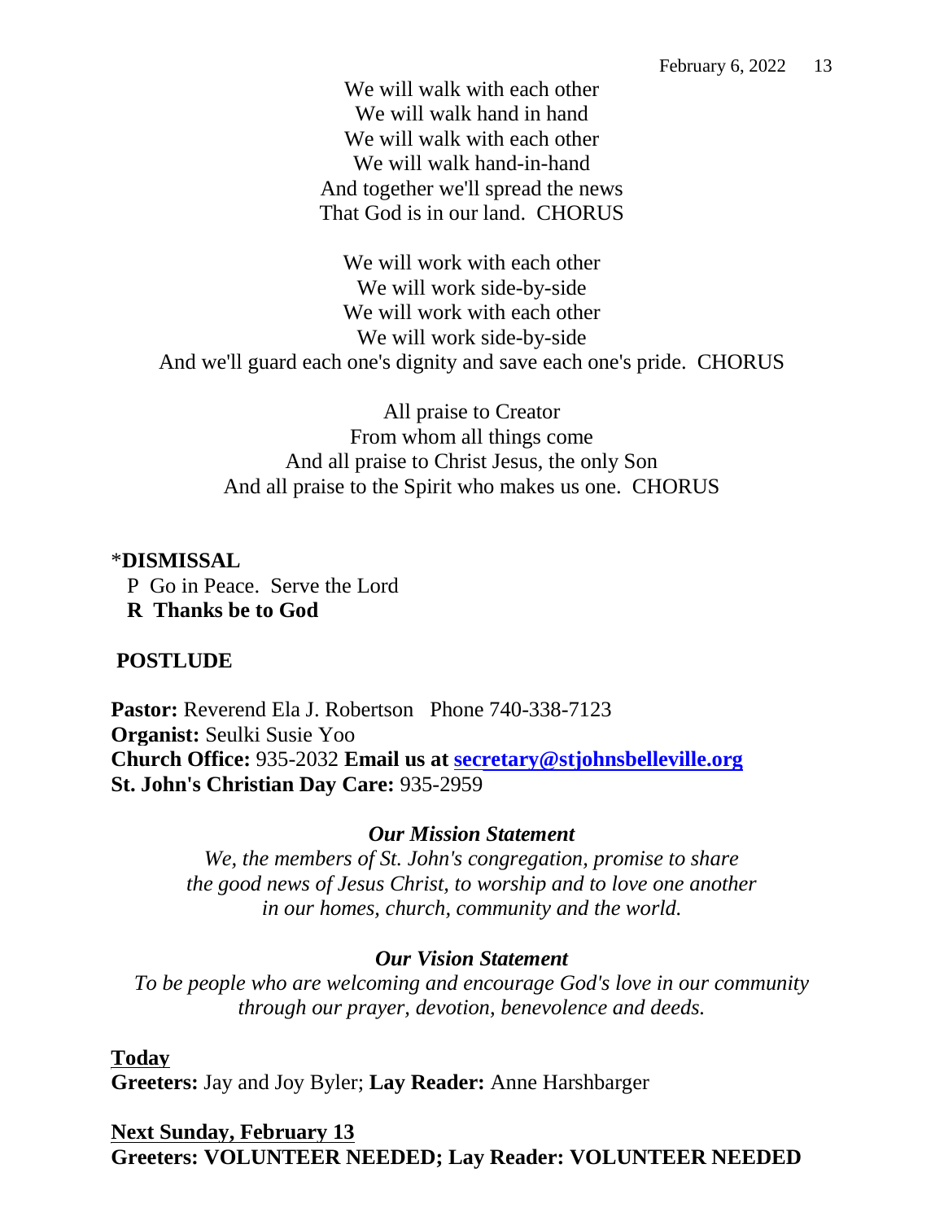We will walk with each other
We will walk hand in hand
We will walk with each other
We will walk hand-in-hand
And together we'll spread the news
That God is in our land.  CHORUS

We will work with each other
We will work side-by-side
We will work with each other
We will work side-by-side
And we'll guard each one's dignity and save each one's pride.  CHORUS

All praise to Creator
From whom all things come
And all praise to Christ Jesus, the only Son
And all praise to the Spirit who makes us one.  CHORUS

*__DISMISSAL__

P  Go in Peace.  Serve the Lord
**R  Thanks be to God**

**POSTLUDE**

**Pastor:** Reverend Ela J. Robertson   Phone 740-338-7123
**Organist:** Seulki Susie Yoo
**Church Office:** 935-2032 **Email us at [secretary@stjohnsbelleville.org](mailto:secretary@stjohnsbelleville.org)**
**St. John's Christian Day Care:** 935-2959

***Our Mission Statement***

*We, the members of St. John's congregation, promise to share the good news of Jesus Christ, to worship and to love one another in our homes, church, community and the world.*

***Our Vision Statement***

*To be people who are welcoming and encourage God's love in our community through our prayer, devotion, benevolence and deeds.*

**Today**
**Greeters:** Jay and Joy Byler; **Lay Reader:** Anne Harshbarger

**Next Sunday, February 13**
**Greeters: VOLUNTEER NEEDED; Lay Reader: VOLUNTEER NEEDED**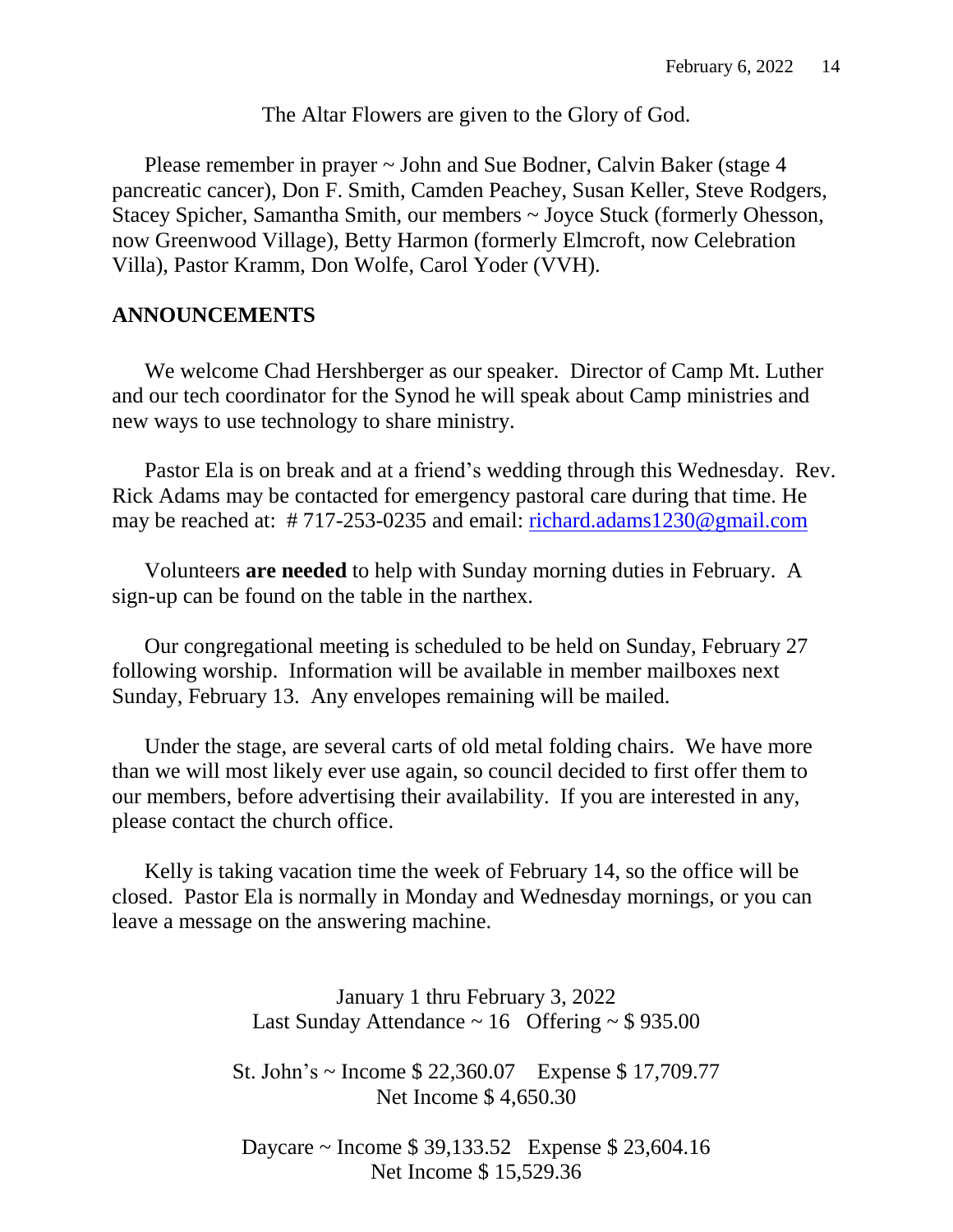The Altar Flowers are given to the Glory of God.

Please remember in prayer ~ John and Sue Bodner, Calvin Baker (stage 4 pancreatic cancer), Don F. Smith, Camden Peachey, Susan Keller, Steve Rodgers, Stacey Spicher, Samantha Smith, our members ~ Joyce Stuck (formerly Ohesson, now Greenwood Village), Betty Harmon (formerly Elmcroft, now Celebration Villa), Pastor Kramm, Don Wolfe, Carol Yoder (VVH).

## ANNOUNCEMENTS

We welcome Chad Hershberger as our speaker. Director of Camp Mt. Luther and our tech coordinator for the Synod he will speak about Camp ministries and new ways to use technology to share ministry.

Pastor Ela is on break and at a friend's wedding through this Wednesday. Rev. Rick Adams may be contacted for emergency pastoral care during that time. He may be reached at: # 717-253-0235 and email: richard.adams1230@gmail.com

Volunteers **are needed** to help with Sunday morning duties in February. A sign-up can be found on the table in the narthex.

Our congregational meeting is scheduled to be held on Sunday, February 27 following worship. Information will be available in member mailboxes next Sunday, February 13. Any envelopes remaining will be mailed.

Under the stage, are several carts of old metal folding chairs. We have more than we will most likely ever use again, so council decided to first offer them to our members, before advertising their availability. If you are interested in any, please contact the church office.

Kelly is taking vacation time the week of February 14, so the office will be closed. Pastor Ela is normally in Monday and Wednesday mornings, or you can leave a message on the answering machine.

January 1 thru February 3, 2022
Last Sunday Attendance ~ 16 Offering ~ $ 935.00

St. John's ~ Income $ 22,360.07 Expense $ 17,709.77
Net Income $ 4,650.30

Daycare ~ Income $ 39,133.52 Expense $ 23,604.16
Net Income $ 15,529.36